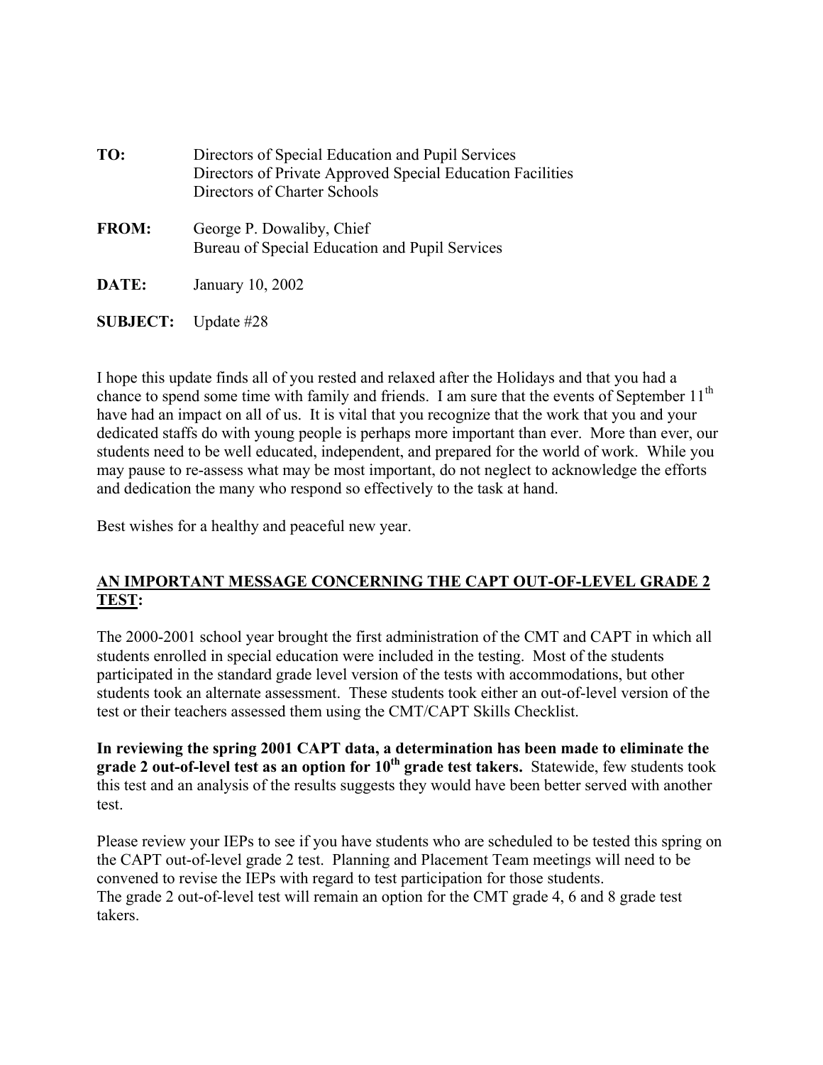**TO:** Directors of Special Education and Pupil Services
Directors of Private Approved Special Education Facilities
Directors of Charter Schools

**FROM:** George P. Dowaliby, Chief
Bureau of Special Education and Pupil Services

**DATE:** January 10, 2002

**SUBJECT:** Update #28

I hope this update finds all of you rested and relaxed after the Holidays and that you had a chance to spend some time with family and friends. I am sure that the events of September 11th have had an impact on all of us. It is vital that you recognize that the work that you and your dedicated staffs do with young people is perhaps more important than ever. More than ever, our students need to be well educated, independent, and prepared for the world of work. While you may pause to re-assess what may be most important, do not neglect to acknowledge the efforts and dedication the many who respond so effectively to the task at hand.

Best wishes for a healthy and peaceful new year.

## <u>AN IMPORTANT MESSAGE CONCERNING THE CAPT OUT-OF-LEVEL GRADE 2 TEST</u>:

The 2000-2001 school year brought the first administration of the CMT and CAPT in which all students enrolled in special education were included in the testing. Most of the students participated in the standard grade level version of the tests with accommodations, but other students took an alternate assessment. These students took either an out-of-level version of the test or their teachers assessed them using the CMT/CAPT Skills Checklist.

**In reviewing the spring 2001 CAPT data, a determination has been made to eliminate the grade 2 out-of-level test as an option for 10th grade test takers.** Statewide, few students took this test and an analysis of the results suggests they would have been better served with another test.

Please review your IEPs to see if you have students who are scheduled to be tested this spring on the CAPT out-of-level grade 2 test. Planning and Placement Team meetings will need to be convened to revise the IEPs with regard to test participation for those students.
The grade 2 out-of-level test will remain an option for the CMT grade 4, 6 and 8 grade test takers.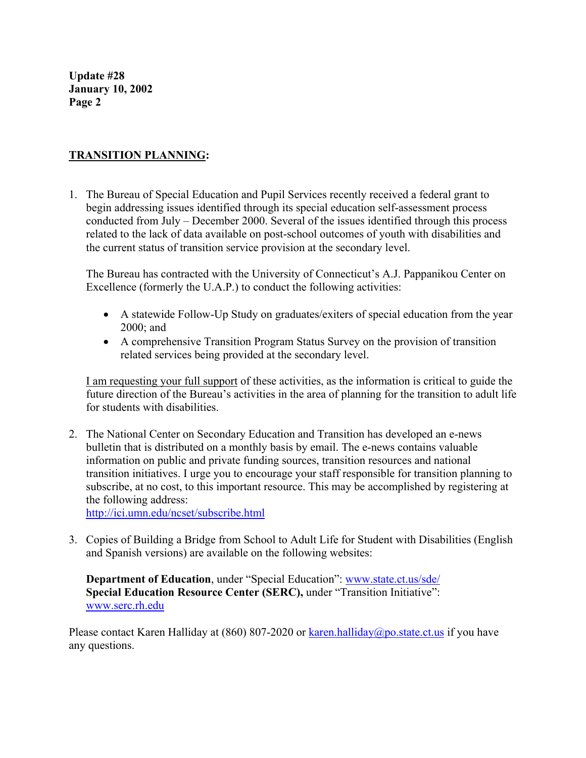## **TRANSITION PLANNING:**

1. The Bureau of Special Education and Pupil Services recently received a federal grant to begin addressing issues identified through its special education self-assessment process conducted from July – December 2000. Several of the issues identified through this process related to the lack of data available on post-school outcomes of youth with disabilities and the current status of transition service provision at the secondary level.

   The Bureau has contracted with the University of Connecticut's A.J. Pappanikou Center on Excellence (formerly the U.A.P.) to conduct the following activities:

   - A statewide Follow-Up Study on graduates/exiters of special education from the year 2000; and
   - A comprehensive Transition Program Status Survey on the provision of transition related services being provided at the secondary level.

   I am requesting your full support of these activities, as the information is critical to guide the future direction of the Bureau's activities in the area of planning for the transition to adult life for students with disabilities.

2. The National Center on Secondary Education and Transition has developed an e-news bulletin that is distributed on a monthly basis by email. The e-news contains valuable information on public and private funding sources, transition resources and national transition initiatives. I urge you to encourage your staff responsible for transition planning to subscribe, at no cost, to this important resource. This may be accomplished by registering at the following address:
   http://ici.umn.edu/ncset/subscribe.html

3. Copies of Building a Bridge from School to Adult Life for Student with Disabilities (English and Spanish versions) are available on the following websites:

   **Department of Education**, under "Special Education": www.state.ct.us/sde/
   **Special Education Resource Center (SERC),** under "Transition Initiative": www.serc.rh.edu

Please contact Karen Halliday at (860) 807-2020 or karen.halliday@po.state.ct.us if you have any questions.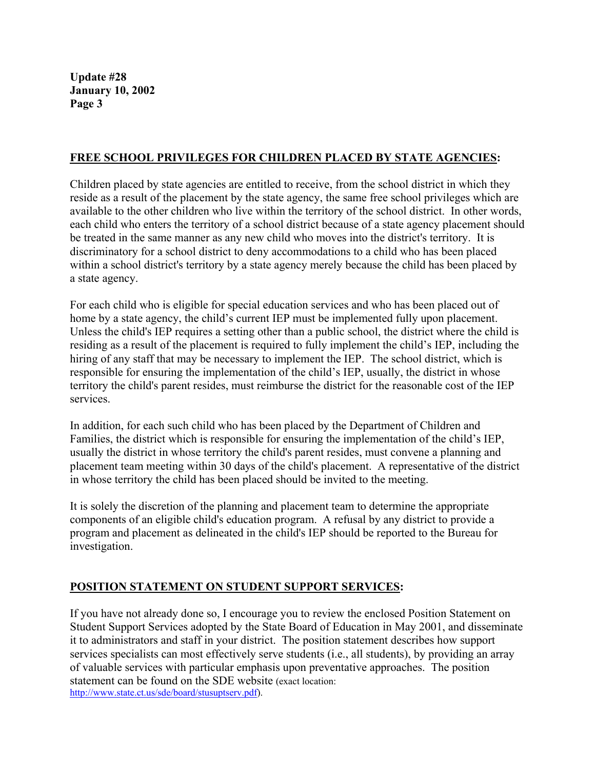## FREE SCHOOL PRIVILEGES FOR CHILDREN PLACED BY STATE AGENCIES:

Children placed by state agencies are entitled to receive, from the school district in which they reside as a result of the placement by the state agency, the same free school privileges which are available to the other children who live within the territory of the school district. In other words, each child who enters the territory of a school district because of a state agency placement should be treated in the same manner as any new child who moves into the district's territory. It is discriminatory for a school district to deny accommodations to a child who has been placed within a school district's territory by a state agency merely because the child has been placed by a state agency.

For each child who is eligible for special education services and who has been placed out of home by a state agency, the child's current IEP must be implemented fully upon placement. Unless the child's IEP requires a setting other than a public school, the district where the child is residing as a result of the placement is required to fully implement the child's IEP, including the hiring of any staff that may be necessary to implement the IEP. The school district, which is responsible for ensuring the implementation of the child's IEP, usually, the district in whose territory the child's parent resides, must reimburse the district for the reasonable cost of the IEP services.

In addition, for each such child who has been placed by the Department of Children and Families, the district which is responsible for ensuring the implementation of the child's IEP, usually the district in whose territory the child's parent resides, must convene a planning and placement team meeting within 30 days of the child's placement. A representative of the district in whose territory the child has been placed should be invited to the meeting.

It is solely the discretion of the planning and placement team to determine the appropriate components of an eligible child's education program. A refusal by any district to provide a program and placement as delineated in the child's IEP should be reported to the Bureau for investigation.

## POSITION STATEMENT ON STUDENT SUPPORT SERVICES:

If you have not already done so, I encourage you to review the enclosed Position Statement on Student Support Services adopted by the State Board of Education in May 2001, and disseminate it to administrators and staff in your district. The position statement describes how support services specialists can most effectively serve students (i.e., all students), by providing an array of valuable services with particular emphasis upon preventative approaches. The position statement can be found on the SDE website (exact location: http://www.state.ct.us/sde/board/stusuptserv.pdf).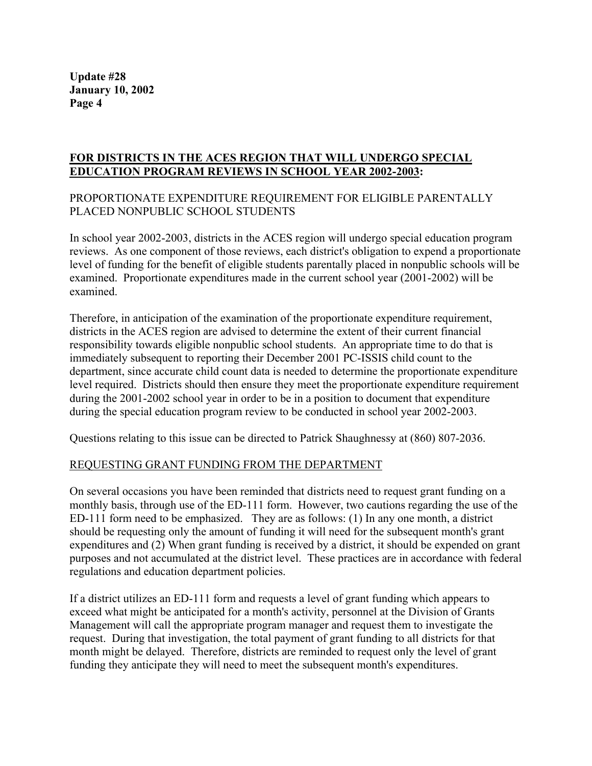**FOR DISTRICTS IN THE ACES REGION THAT WILL UNDERGO SPECIAL EDUCATION PROGRAM REVIEWS IN SCHOOL YEAR 2002-2003:**

PROPORTIONATE EXPENDITURE REQUIREMENT FOR ELIGIBLE PARENTALLY PLACED NONPUBLIC SCHOOL STUDENTS

In school year 2002-2003, districts in the ACES region will undergo special education program reviews. As one component of those reviews, each district's obligation to expend a proportionate level of funding for the benefit of eligible students parentally placed in nonpublic schools will be examined. Proportionate expenditures made in the current school year (2001-2002) will be examined.

Therefore, in anticipation of the examination of the proportionate expenditure requirement, districts in the ACES region are advised to determine the extent of their current financial responsibility towards eligible nonpublic school students. An appropriate time to do that is immediately subsequent to reporting their December 2001 PC-ISSIS child count to the department, since accurate child count data is needed to determine the proportionate expenditure level required. Districts should then ensure they meet the proportionate expenditure requirement during the 2001-2002 school year in order to be in a position to document that expenditure during the special education program review to be conducted in school year 2002-2003.

Questions relating to this issue can be directed to Patrick Shaughnessy at (860) 807-2036.

REQUESTING GRANT FUNDING FROM THE DEPARTMENT

On several occasions you have been reminded that districts need to request grant funding on a monthly basis, through use of the ED-111 form. However, two cautions regarding the use of the ED-111 form need to be emphasized. They are as follows: (1) In any one month, a district should be requesting only the amount of funding it will need for the subsequent month's grant expenditures and (2) When grant funding is received by a district, it should be expended on grant purposes and not accumulated at the district level. These practices are in accordance with federal regulations and education department policies.

If a district utilizes an ED-111 form and requests a level of grant funding which appears to exceed what might be anticipated for a month's activity, personnel at the Division of Grants Management will call the appropriate program manager and request them to investigate the request. During that investigation, the total payment of grant funding to all districts for that month might be delayed. Therefore, districts are reminded to request only the level of grant funding they anticipate they will need to meet the subsequent month's expenditures.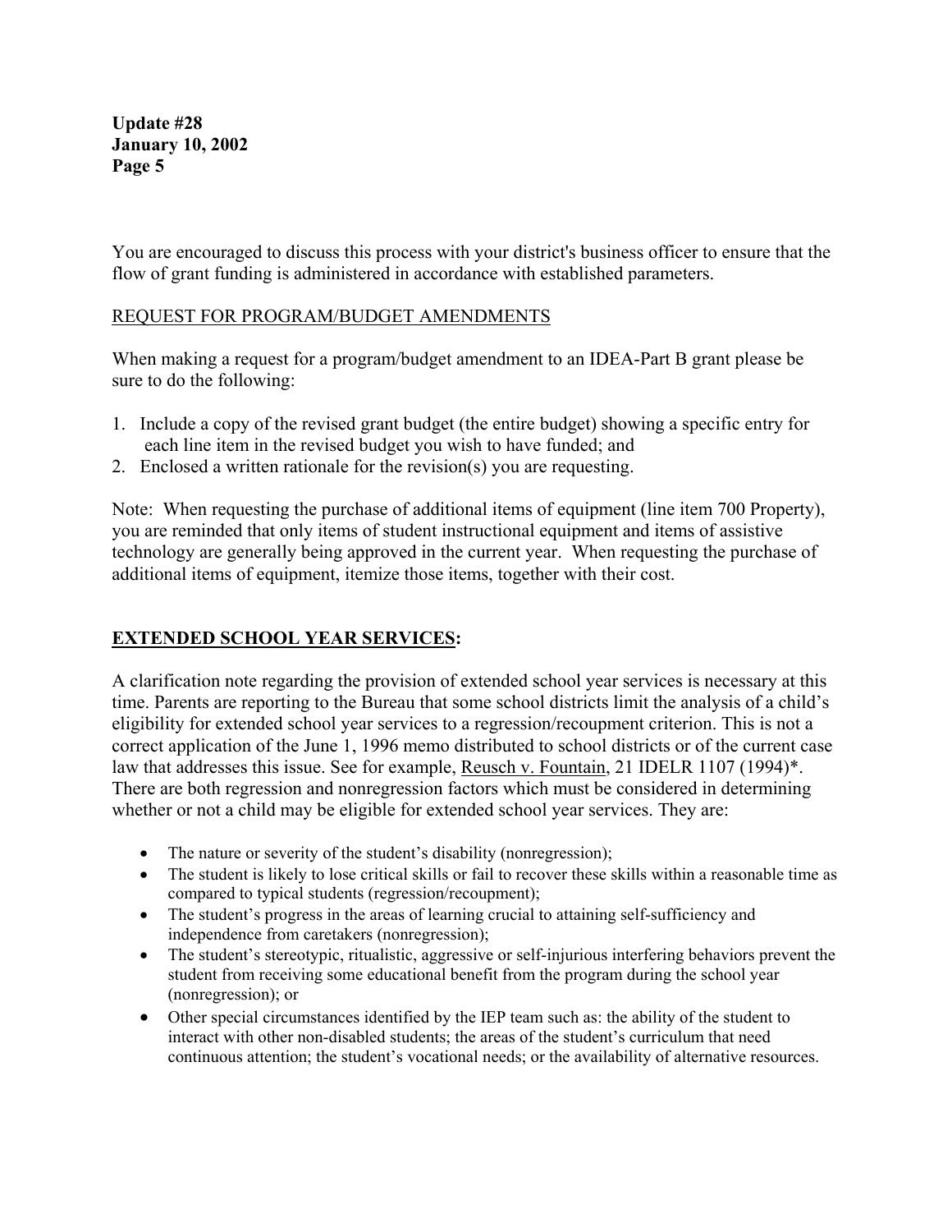You are encouraged to discuss this process with your district's business officer to ensure that the flow of grant funding is administered in accordance with established parameters.

REQUEST FOR PROGRAM/BUDGET AMENDMENTS

When making a request for a program/budget amendment to an IDEA-Part B grant please be sure to do the following:

1. Include a copy of the revised grant budget (the entire budget) showing a specific entry for each line item in the revised budget you wish to have funded; and
2. Enclosed a written rationale for the revision(s) you are requesting.

Note: When requesting the purchase of additional items of equipment (line item 700 Property), you are reminded that only items of student instructional equipment and items of assistive technology are generally being approved in the current year. When requesting the purchase of additional items of equipment, itemize those items, together with their cost.

## EXTENDED SCHOOL YEAR SERVICES:

A clarification note regarding the provision of extended school year services is necessary at this time. Parents are reporting to the Bureau that some school districts limit the analysis of a child's eligibility for extended school year services to a regression/recoupment criterion. This is not a correct application of the June 1, 1996 memo distributed to school districts or of the current case law that addresses this issue. See for example, Reusch v. Fountain, 21 IDELR 1107 (1994)*. There are both regression and nonregression factors which must be considered in determining whether or not a child may be eligible for extended school year services. They are:

- The nature or severity of the student's disability (nonregression);
- The student is likely to lose critical skills or fail to recover these skills within a reasonable time as compared to typical students (regression/recoupment);
- The student's progress in the areas of learning crucial to attaining self-sufficiency and independence from caretakers (nonregression);
- The student's stereotypic, ritualistic, aggressive or self-injurious interfering behaviors prevent the student from receiving some educational benefit from the program during the school year (nonregression); or
- Other special circumstances identified by the IEP team such as: the ability of the student to interact with other non-disabled students; the areas of the student's curriculum that need continuous attention; the student's vocational needs; or the availability of alternative resources.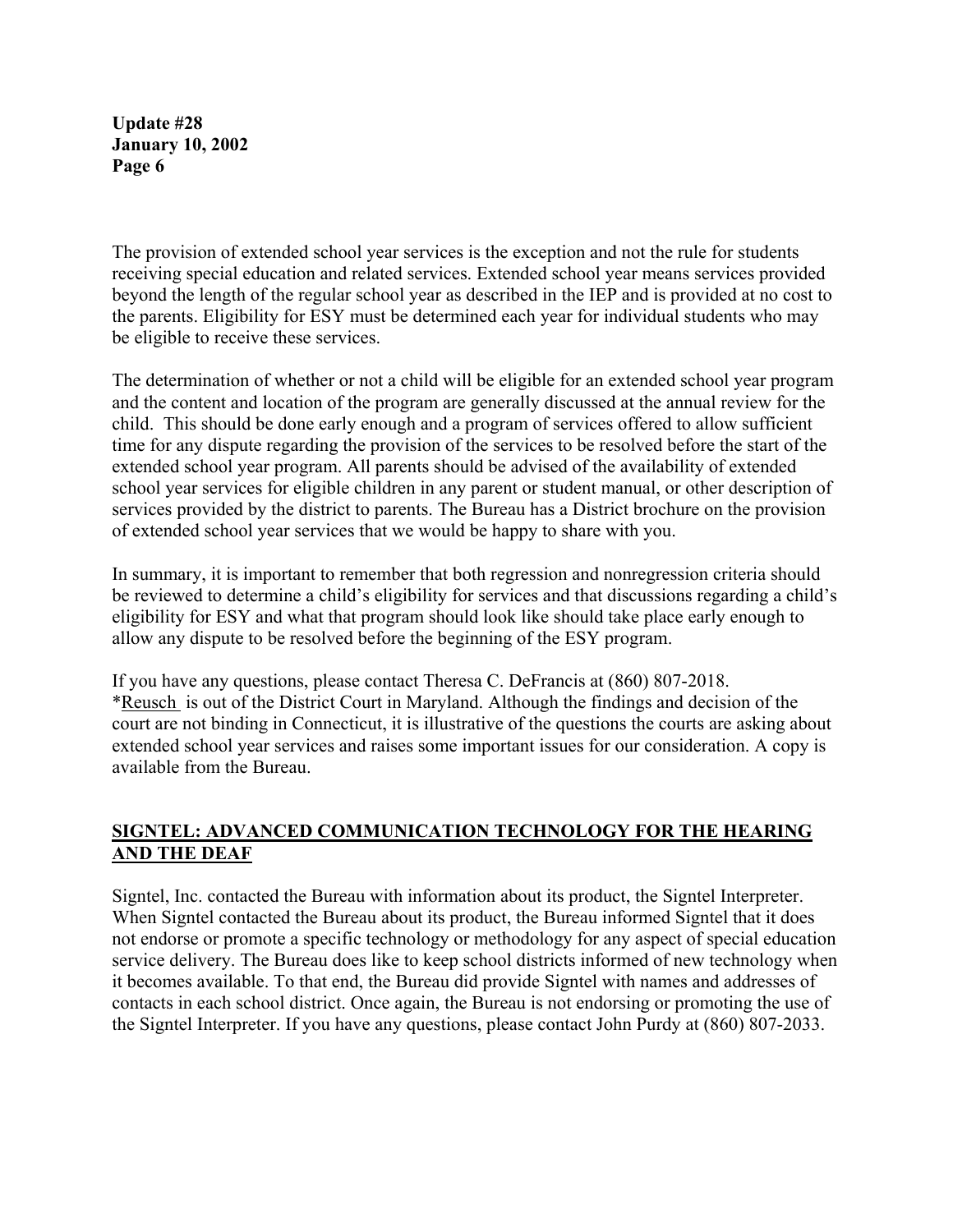The provision of extended school year services is the exception and not the rule for students receiving special education and related services. Extended school year means services provided beyond the length of the regular school year as described in the IEP and is provided at no cost to the parents. Eligibility for ESY must be determined each year for individual students who may be eligible to receive these services.

The determination of whether or not a child will be eligible for an extended school year program and the content and location of the program are generally discussed at the annual review for the child. This should be done early enough and a program of services offered to allow sufficient time for any dispute regarding the provision of the services to be resolved before the start of the extended school year program. All parents should be advised of the availability of extended school year services for eligible children in any parent or student manual, or other description of services provided by the district to parents. The Bureau has a District brochure on the provision of extended school year services that we would be happy to share with you.

In summary, it is important to remember that both regression and nonregression criteria should be reviewed to determine a child's eligibility for services and that discussions regarding a child's eligibility for ESY and what that program should look like should take place early enough to allow any dispute to be resolved before the beginning of the ESY program.

If you have any questions, please contact Theresa C. DeFrancis at (860) 807-2018.
*Reusch is out of the District Court in Maryland. Although the findings and decision of the court are not binding in Connecticut, it is illustrative of the questions the courts are asking about extended school year services and raises some important issues for our consideration. A copy is available from the Bureau.

## SIGNTEL: ADVANCED COMMUNICATION TECHNOLOGY FOR THE HEARING AND THE DEAF

Signtel, Inc. contacted the Bureau with information about its product, the Signtel Interpreter. When Signtel contacted the Bureau about its product, the Bureau informed Signtel that it does not endorse or promote a specific technology or methodology for any aspect of special education service delivery. The Bureau does like to keep school districts informed of new technology when it becomes available. To that end, the Bureau did provide Signtel with names and addresses of contacts in each school district. Once again, the Bureau is not endorsing or promoting the use of the Signtel Interpreter. If you have any questions, please contact John Purdy at (860) 807-2033.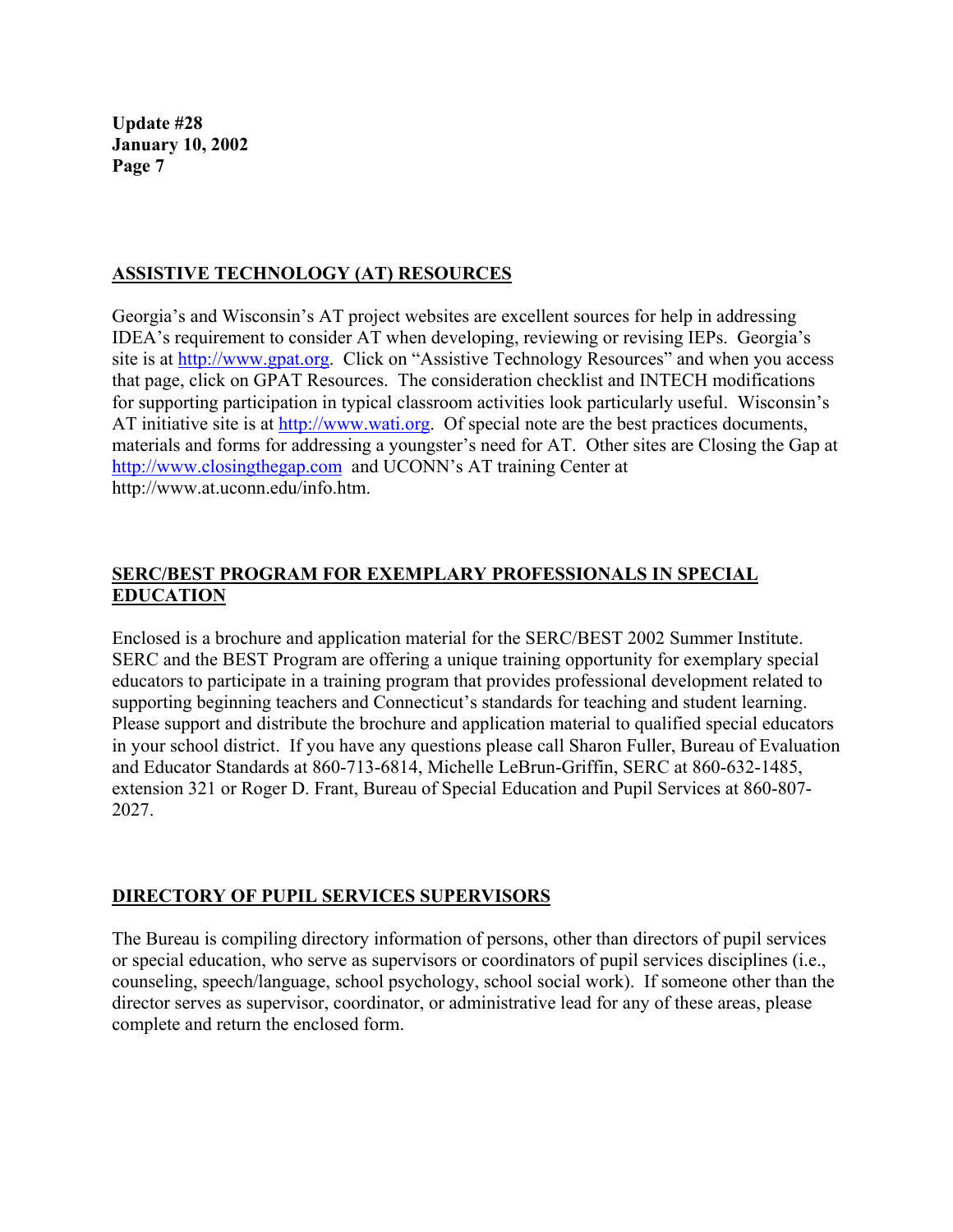## ASSISTIVE TECHNOLOGY (AT) RESOURCES

Georgia's and Wisconsin's AT project websites are excellent sources for help in addressing IDEA's requirement to consider AT when developing, reviewing or revising IEPs. Georgia's site is at http://www.gpat.org. Click on "Assistive Technology Resources" and when you access that page, click on GPAT Resources. The consideration checklist and INTECH modifications for supporting participation in typical classroom activities look particularly useful. Wisconsin's AT initiative site is at http://www.wati.org. Of special note are the best practices documents, materials and forms for addressing a youngster's need for AT. Other sites are Closing the Gap at http://www.closingthegap.com and UCONN's AT training Center at http://www.at.uconn.edu/info.htm.

## SERC/BEST PROGRAM FOR EXEMPLARY PROFESSIONALS IN SPECIAL EDUCATION

Enclosed is a brochure and application material for the SERC/BEST 2002 Summer Institute. SERC and the BEST Program are offering a unique training opportunity for exemplary special educators to participate in a training program that provides professional development related to supporting beginning teachers and Connecticut's standards for teaching and student learning. Please support and distribute the brochure and application material to qualified special educators in your school district. If you have any questions please call Sharon Fuller, Bureau of Evaluation and Educator Standards at 860-713-6814, Michelle LeBrun-Griffin, SERC at 860-632-1485, extension 321 or Roger D. Frant, Bureau of Special Education and Pupil Services at 860-807-2027.

## DIRECTORY OF PUPIL SERVICES SUPERVISORS

The Bureau is compiling directory information of persons, other than directors of pupil services or special education, who serve as supervisors or coordinators of pupil services disciplines (i.e., counseling, speech/language, school psychology, school social work). If someone other than the director serves as supervisor, coordinator, or administrative lead for any of these areas, please complete and return the enclosed form.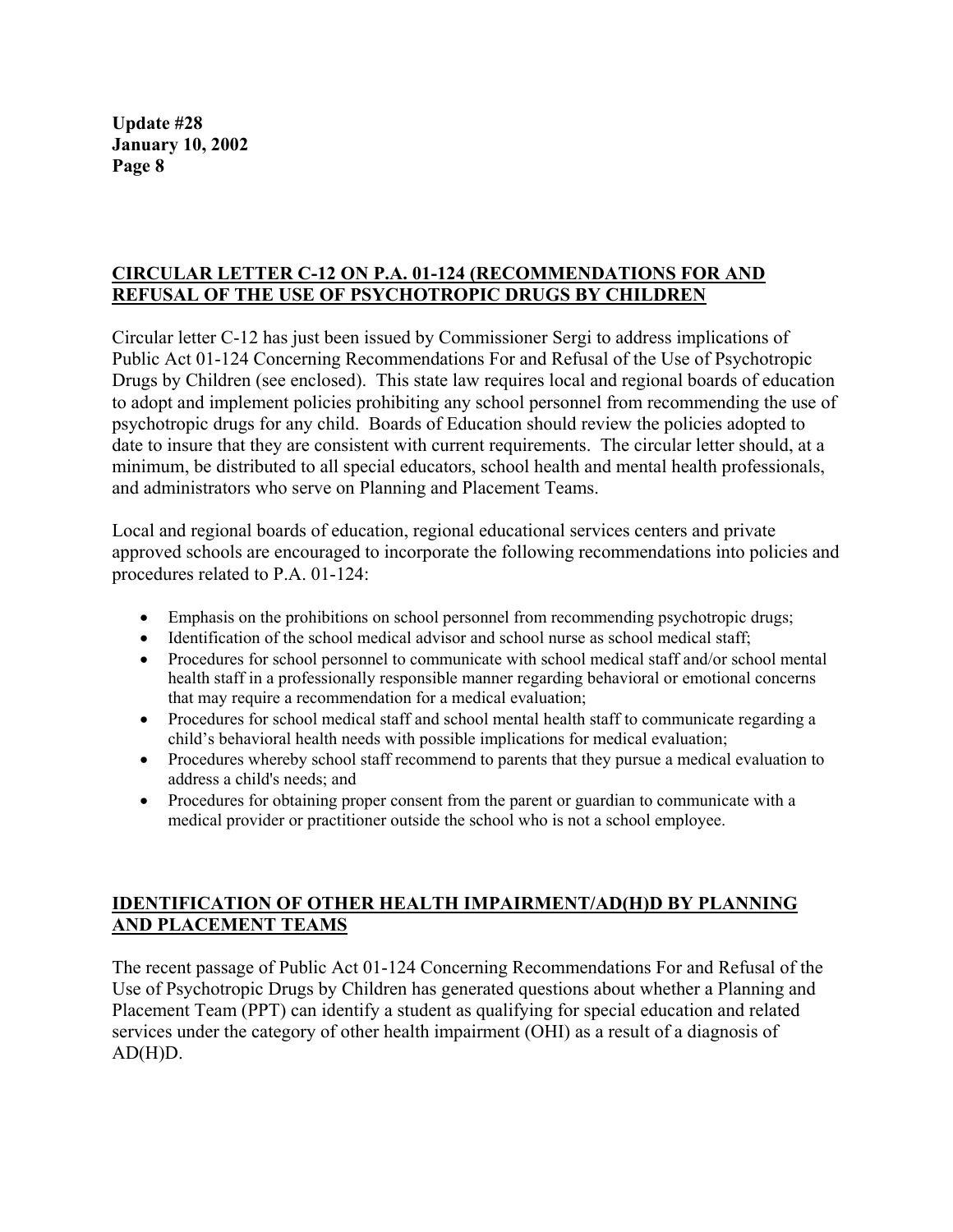## CIRCULAR LETTER C-12 ON P.A. 01-124 (RECOMMENDATIONS FOR AND REFUSAL OF THE USE OF PSYCHOTROPIC DRUGS BY CHILDREN

Circular letter C-12 has just been issued by Commissioner Sergi to address implications of Public Act 01-124 Concerning Recommendations For and Refusal of the Use of Psychotropic Drugs by Children (see enclosed). This state law requires local and regional boards of education to adopt and implement policies prohibiting any school personnel from recommending the use of psychotropic drugs for any child. Boards of Education should review the policies adopted to date to insure that they are consistent with current requirements. The circular letter should, at a minimum, be distributed to all special educators, school health and mental health professionals, and administrators who serve on Planning and Placement Teams.

Local and regional boards of education, regional educational services centers and private approved schools are encouraged to incorporate the following recommendations into policies and procedures related to P.A. 01-124:

- Emphasis on the prohibitions on school personnel from recommending psychotropic drugs;
- Identification of the school medical advisor and school nurse as school medical staff;
- Procedures for school personnel to communicate with school medical staff and/or school mental health staff in a professionally responsible manner regarding behavioral or emotional concerns that may require a recommendation for a medical evaluation;
- Procedures for school medical staff and school mental health staff to communicate regarding a child's behavioral health needs with possible implications for medical evaluation;
- Procedures whereby school staff recommend to parents that they pursue a medical evaluation to address a child's needs; and
- Procedures for obtaining proper consent from the parent or guardian to communicate with a medical provider or practitioner outside the school who is not a school employee.

## IDENTIFICATION OF OTHER HEALTH IMPAIRMENT/AD(H)D BY PLANNING AND PLACEMENT TEAMS

The recent passage of Public Act 01-124 Concerning Recommendations For and Refusal of the Use of Psychotropic Drugs by Children has generated questions about whether a Planning and Placement Team (PPT) can identify a student as qualifying for special education and related services under the category of other health impairment (OHI) as a result of a diagnosis of AD(H)D.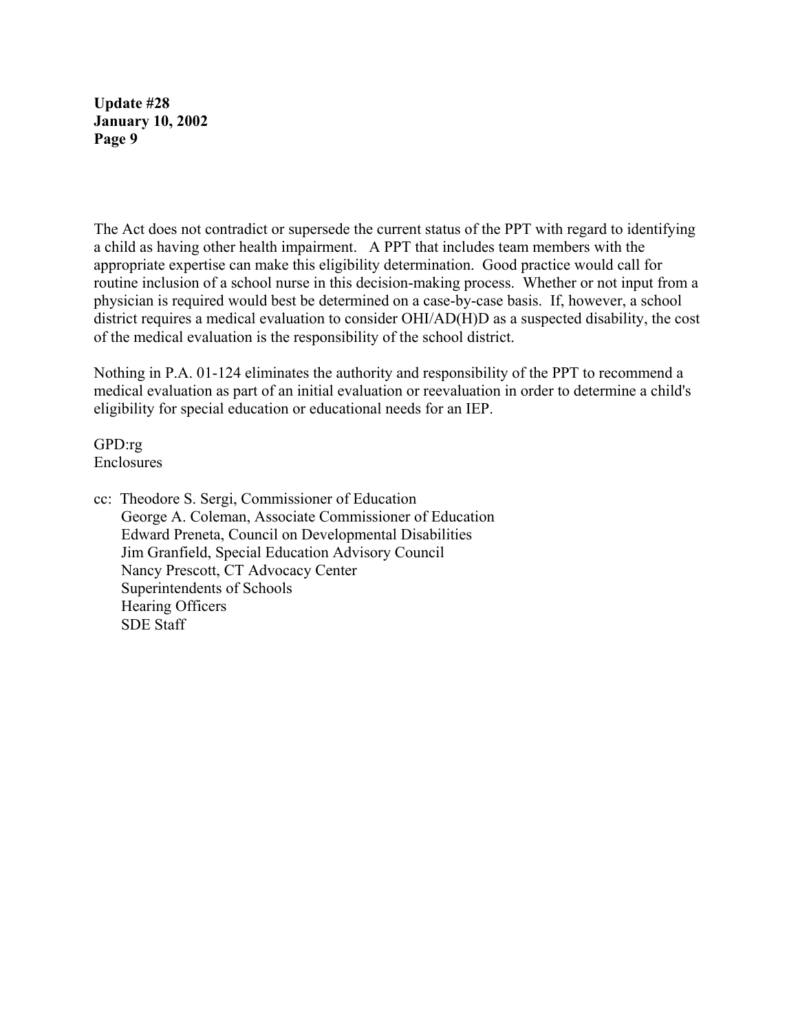The Act does not contradict or supersede the current status of the PPT with regard to identifying a child as having other health impairment. A PPT that includes team members with the appropriate expertise can make this eligibility determination. Good practice would call for routine inclusion of a school nurse in this decision-making process. Whether or not input from a physician is required would best be determined on a case-by-case basis. If, however, a school district requires a medical evaluation to consider OHI/AD(H)D as a suspected disability, the cost of the medical evaluation is the responsibility of the school district.

Nothing in P.A. 01-124 eliminates the authority and responsibility of the PPT to recommend a medical evaluation as part of an initial evaluation or reevaluation in order to determine a child's eligibility for special education or educational needs for an IEP.

GPD:rg
Enclosures

cc: Theodore S. Sergi, Commissioner of Education
George A. Coleman, Associate Commissioner of Education
Edward Preneta, Council on Developmental Disabilities
Jim Granfield, Special Education Advisory Council
Nancy Prescott, CT Advocacy Center
Superintendents of Schools
Hearing Officers
SDE Staff